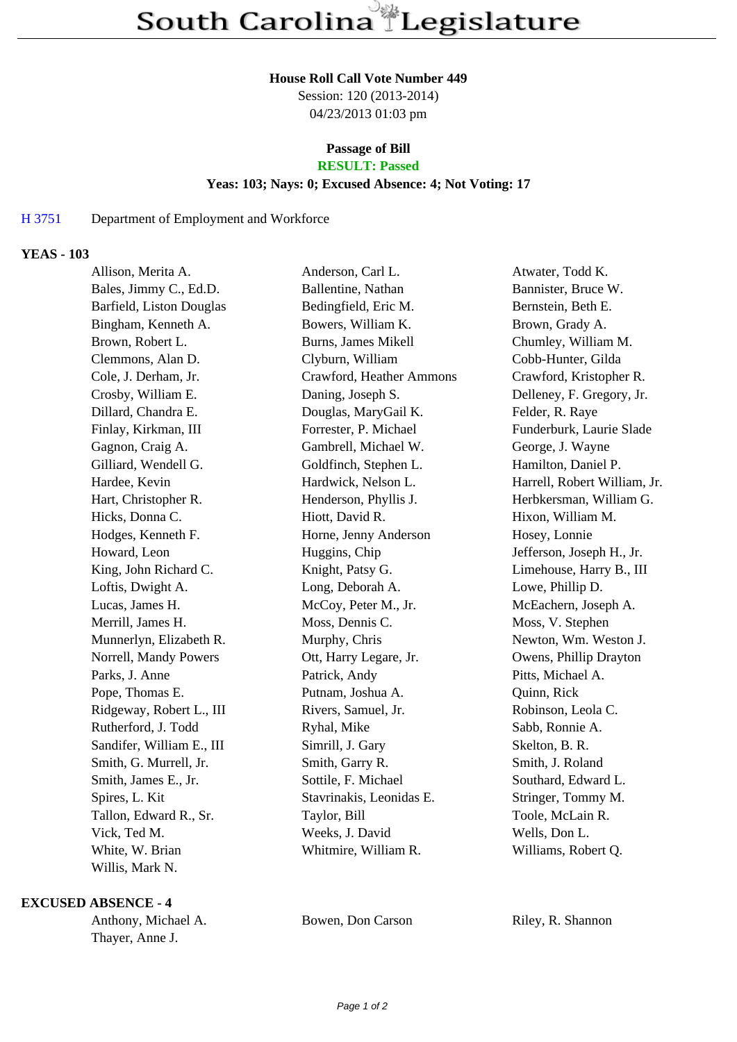# South Carolina Legislature

**House Roll Call Vote Number 449**

Session: 120 (2013-2014)

04/23/2013 01:03 pm

**Passage of Bill**

**RESULT: Passed**

**Yeas: 103; Nays: 0; Excused Absence: 4; Not Voting: 17**

H 3751 Department of Employment and Workforce

**YEAS - 103**

| | | |
|---|---|---|
| Allison, Merita A. | Anderson, Carl L. | Atwater, Todd K. |
| Bales, Jimmy C., Ed.D. | Ballentine, Nathan | Bannister, Bruce W. |
| Barfield, Liston Douglas | Bedingfield, Eric M. | Bernstein, Beth E. |
| Bingham, Kenneth A. | Bowers, William K. | Brown, Grady A. |
| Brown, Robert L. | Burns, James Mikell | Chumley, William M. |
| Clemmons, Alan D. | Clyburn, William | Cobb-Hunter, Gilda |
| Cole, J. Derham, Jr. | Crawford, Heather Ammons | Crawford, Kristopher R. |
| Crosby, William E. | Daning, Joseph S. | Delleney, F. Gregory, Jr. |
| Dillard, Chandra E. | Douglas, MaryGail K. | Felder, R. Raye |
| Finlay, Kirkman, III | Forrester, P. Michael | Funderburk, Laurie Slade |
| Gagnon, Craig A. | Gambrell, Michael W. | George, J. Wayne |
| Gilliard, Wendell G. | Goldfinch, Stephen L. | Hamilton, Daniel P. |
| Hardee, Kevin | Hardwick, Nelson L. | Harrell, Robert William, Jr. |
| Hart, Christopher R. | Henderson, Phyllis J. | Herbkersman, William G. |
| Hicks, Donna C. | Hiott, David R. | Hixon, William M. |
| Hodges, Kenneth F. | Horne, Jenny Anderson | Hosey, Lonnie |
| Howard, Leon | Huggins, Chip | Jefferson, Joseph H., Jr. |
| King, John Richard C. | Knight, Patsy G. | Limehouse, Harry B., III |
| Loftis, Dwight A. | Long, Deborah A. | Lowe, Phillip D. |
| Lucas, James H. | McCoy, Peter M., Jr. | McEachern, Joseph A. |
| Merrill, James H. | Moss, Dennis C. | Moss, V. Stephen |
| Munnerlyn, Elizabeth R. | Murphy, Chris | Newton, Wm. Weston J. |
| Norrell, Mandy Powers | Ott, Harry Legare, Jr. | Owens, Phillip Drayton |
| Parks, J. Anne | Patrick, Andy | Pitts, Michael A. |
| Pope, Thomas E. | Putnam, Joshua A. | Quinn, Rick |
| Ridgeway, Robert L., III | Rivers, Samuel, Jr. | Robinson, Leola C. |
| Rutherford, J. Todd | Ryhal, Mike | Sabb, Ronnie A. |
| Sandifer, William E., III | Simrill, J. Gary | Skelton, B. R. |
| Smith, G. Murrell, Jr. | Smith, Garry R. | Smith, J. Roland |
| Smith, James E., Jr. | Sottile, F. Michael | Southard, Edward L. |
| Spires, L. Kit | Stavrinakis, Leonidas E. | Stringer, Tommy M. |
| Tallon, Edward R., Sr. | Taylor, Bill | Toole, McLain R. |
| Vick, Ted M. | Weeks, J. David | Wells, Don L. |
| White, W. Brian | Whitmire, William R. | Williams, Robert Q. |
| Willis, Mark N. | | |

**EXCUSED ABSENCE - 4**

| | | |
|---|---|---|
| Anthony, Michael A. | Bowen, Don Carson | Riley, R. Shannon |
| Thayer, Anne J. | | |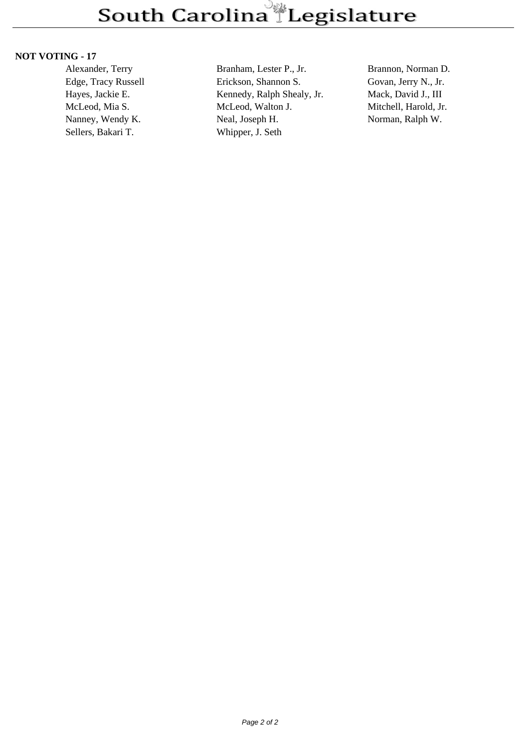**NOT VOTING - 17**

| | | |
|---|---|---|
| Alexander, Terry | Branham, Lester P., Jr. | Brannon, Norman D. |
| Edge, Tracy Russell | Erickson, Shannon S. | Govan, Jerry N., Jr. |
| Hayes, Jackie E. | Kennedy, Ralph Shealy, Jr. | Mack, David J., III |
| McLeod, Mia S. | McLeod, Walton J. | Mitchell, Harold, Jr. |
| Nanney, Wendy K. | Neal, Joseph H. | Norman, Ralph W. |
| Sellers, Bakari T. | Whipper, J. Seth | |